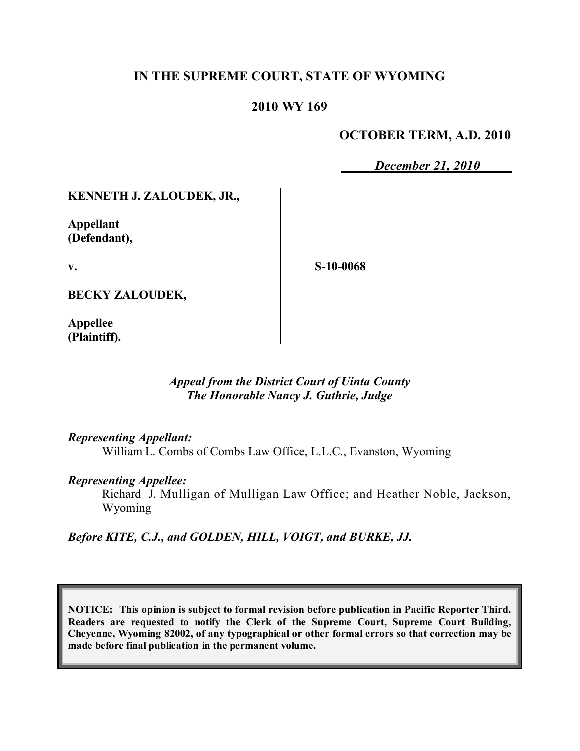**IN THE SUPREME COURT, STATE OF WYOMING**

**2010 WY 169**

**OCTOBER TERM, A.D. 2010**

***December 21, 2010***

**KENNETH J. ZALOUDEK, JR.,**

**Appellant (Defendant),**

**v.**

**BECKY ZALOUDEK,**

**Appellee (Plaintiff).**

**S-10-0068**

*Appeal from the District Court of Uinta County*
*The Honorable Nancy J. Guthrie, Judge*

*Representing Appellant:*
William L. Combs of Combs Law Office, L.L.C., Evanston, Wyoming

*Representing Appellee:*
Richard J. Mulligan of Mulligan Law Office; and Heather Noble, Jackson, Wyoming

***Before KITE, C.J., and GOLDEN, HILL, VOIGT, and BURKE, JJ.***

**NOTICE: This opinion is subject to formal revision before publication in Pacific Reporter Third. Readers are requested to notify the Clerk of the Supreme Court, Supreme Court Building, Cheyenne, Wyoming 82002, of any typographical or other formal errors so that correction may be made before final publication in the permanent volume.**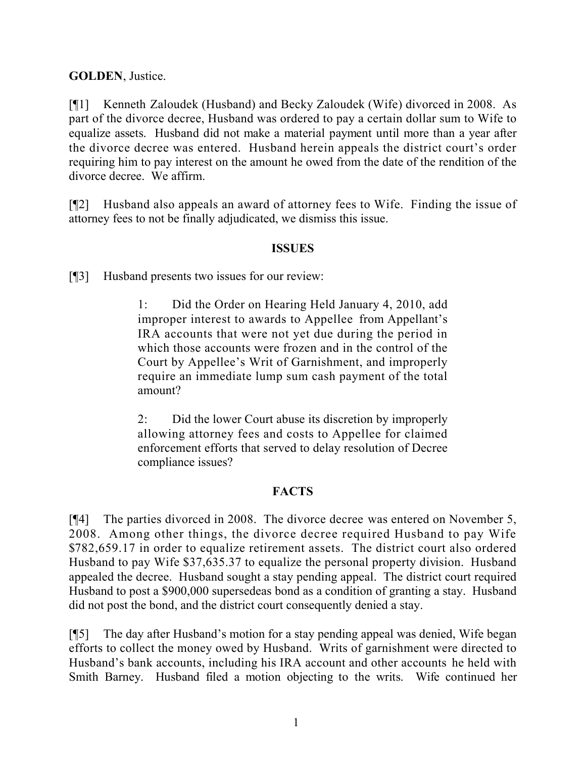**GOLDEN**, Justice.

[¶1] Kenneth Zaloudek (Husband) and Becky Zaloudek (Wife) divorced in 2008. As part of the divorce decree, Husband was ordered to pay a certain dollar sum to Wife to equalize assets. Husband did not make a material payment until more than a year after the divorce decree was entered. Husband herein appeals the district court's order requiring him to pay interest on the amount he owed from the date of the rendition of the divorce decree. We affirm.

[¶2] Husband also appeals an award of attorney fees to Wife. Finding the issue of attorney fees to not be finally adjudicated, we dismiss this issue.

## ISSUES

[¶3] Husband presents two issues for our review:

> 1: Did the Order on Hearing Held January 4, 2010, add improper interest to awards to Appellee from Appellant's IRA accounts that were not yet due during the period in which those accounts were frozen and in the control of the Court by Appellee's Writ of Garnishment, and improperly require an immediate lump sum cash payment of the total amount?
>
> 2: Did the lower Court abuse its discretion by improperly allowing attorney fees and costs to Appellee for claimed enforcement efforts that served to delay resolution of Decree compliance issues?

## FACTS

[¶4] The parties divorced in 2008. The divorce decree was entered on November 5, 2008. Among other things, the divorce decree required Husband to pay Wife $782,659.17 in order to equalize retirement assets. The district court also ordered Husband to pay Wife $37,635.37 to equalize the personal property division. Husband appealed the decree. Husband sought a stay pending appeal. The district court required Husband to post a $900,000 supersedeas bond as a condition of granting a stay. Husband did not post the bond, and the district court consequently denied a stay.

[¶5] The day after Husband's motion for a stay pending appeal was denied, Wife began efforts to collect the money owed by Husband. Writs of garnishment were directed to Husband's bank accounts, including his IRA account and other accounts he held with Smith Barney. Husband filed a motion objecting to the writs. Wife continued her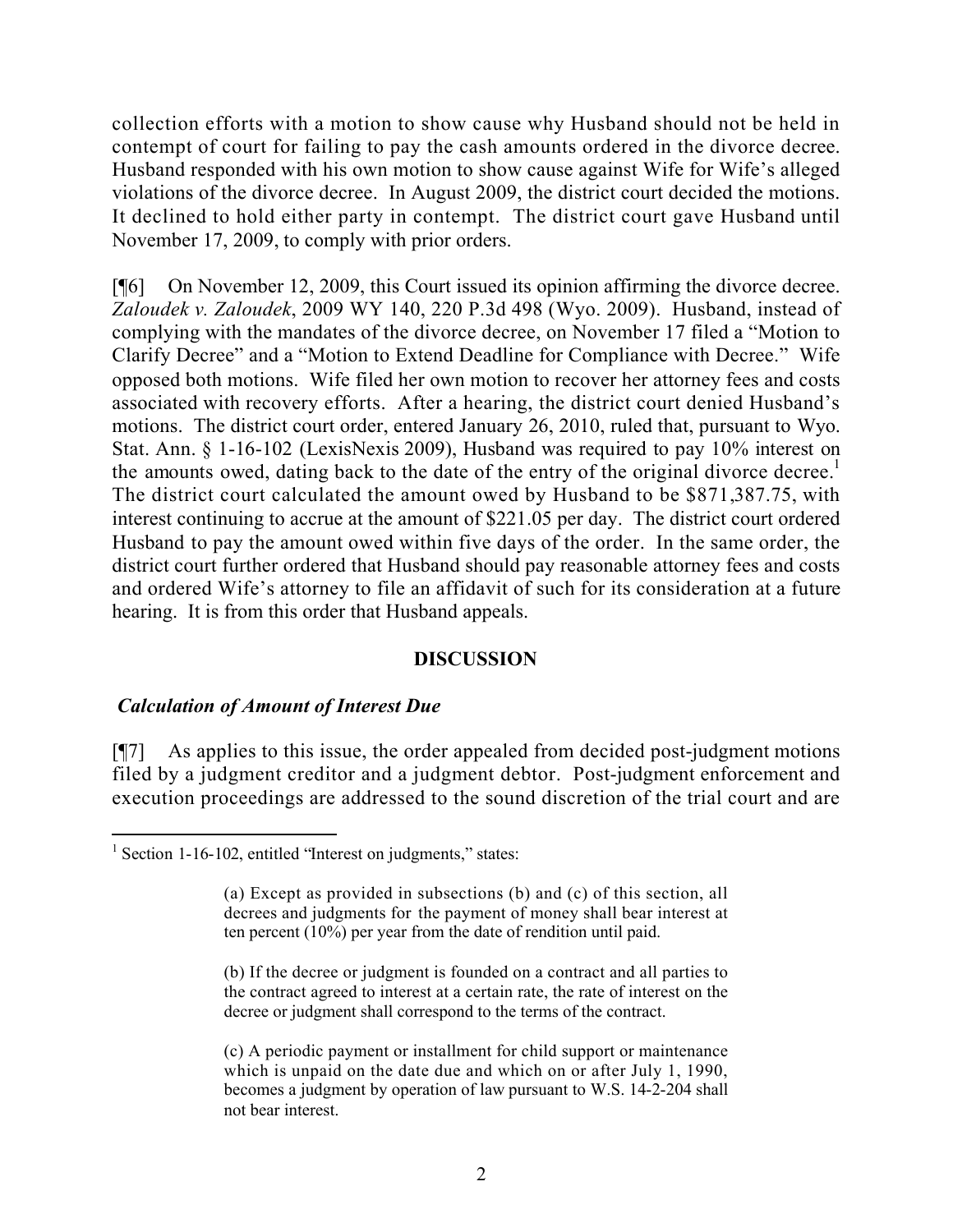collection efforts with a motion to show cause why Husband should not be held in contempt of court for failing to pay the cash amounts ordered in the divorce decree. Husband responded with his own motion to show cause against Wife for Wife's alleged violations of the divorce decree. In August 2009, the district court decided the motions. It declined to hold either party in contempt. The district court gave Husband until November 17, 2009, to comply with prior orders.

[¶6] On November 12, 2009, this Court issued its opinion affirming the divorce decree. *Zaloudek v. Zaloudek*, 2009 WY 140, 220 P.3d 498 (Wyo. 2009). Husband, instead of complying with the mandates of the divorce decree, on November 17 filed a "Motion to Clarify Decree" and a "Motion to Extend Deadline for Compliance with Decree." Wife opposed both motions. Wife filed her own motion to recover her attorney fees and costs associated with recovery efforts. After a hearing, the district court denied Husband's motions. The district court order, entered January 26, 2010, ruled that, pursuant to Wyo. Stat. Ann. § 1-16-102 (LexisNexis 2009), Husband was required to pay 10% interest on the amounts owed, dating back to the date of the entry of the original divorce decree.[1] The district court calculated the amount owed by Husband to be $871,387.75, with interest continuing to accrue at the amount of $221.05 per day. The district court ordered Husband to pay the amount owed within five days of the order. In the same order, the district court further ordered that Husband should pay reasonable attorney fees and costs and ordered Wife's attorney to file an affidavit of such for its consideration at a future hearing. It is from this order that Husband appeals.

## DISCUSSION

### *Calculation of Amount of Interest Due*

[¶7] As applies to this issue, the order appealed from decided post-judgment motions filed by a judgment creditor and a judgment debtor. Post-judgment enforcement and execution proceedings are addressed to the sound discretion of the trial court and are

---

[1] Section 1-16-102, entitled "Interest on judgments," states:

> (a) Except as provided in subsections (b) and (c) of this section, all decrees and judgments for the payment of money shall bear interest at ten percent (10%) per year from the date of rendition until paid.
>
> (b) If the decree or judgment is founded on a contract and all parties to the contract agreed to interest at a certain rate, the rate of interest on the decree or judgment shall correspond to the terms of the contract.
>
> (c) A periodic payment or installment for child support or maintenance which is unpaid on the date due and which on or after July 1, 1990, becomes a judgment by operation of law pursuant to W.S. 14-2-204 shall not bear interest.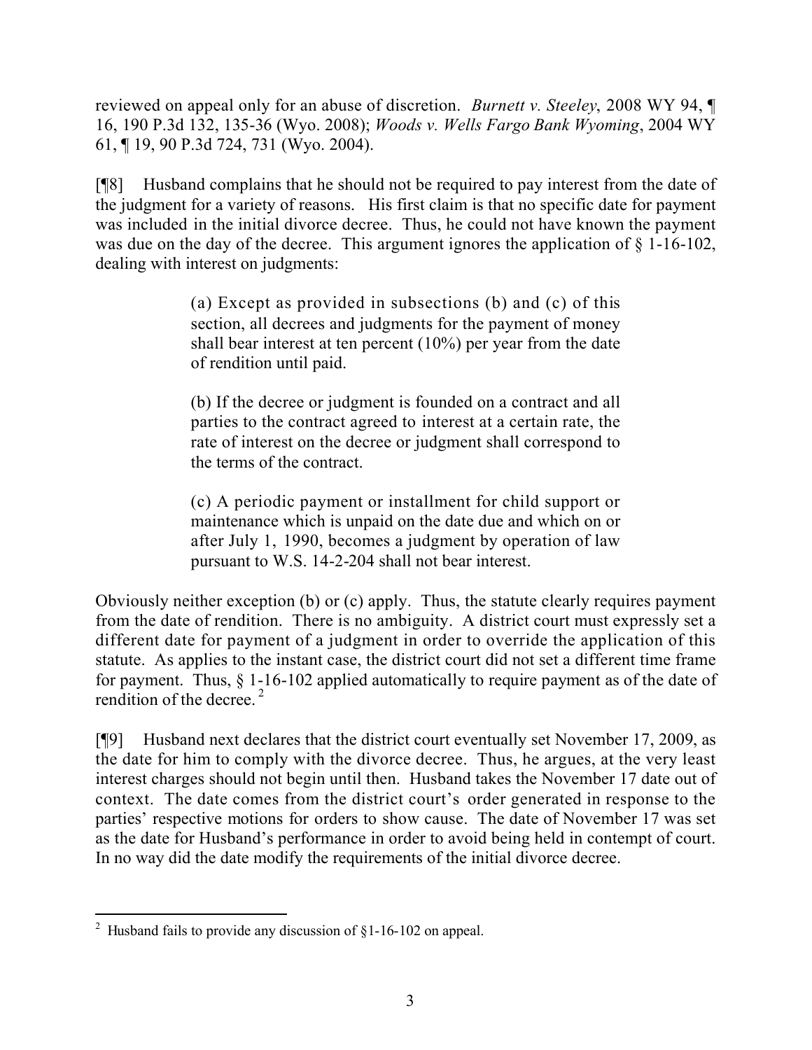reviewed on appeal only for an abuse of discretion. *Burnett v. Steeley*, 2008 WY 94, ¶ 16, 190 P.3d 132, 135-36 (Wyo. 2008); *Woods v. Wells Fargo Bank Wyoming*, 2004 WY 61, ¶ 19, 90 P.3d 724, 731 (Wyo. 2004).

[¶8] Husband complains that he should not be required to pay interest from the date of the judgment for a variety of reasons. His first claim is that no specific date for payment was included in the initial divorce decree. Thus, he could not have known the payment was due on the day of the decree. This argument ignores the application of § 1-16-102, dealing with interest on judgments:

> (a) Except as provided in subsections (b) and (c) of this section, all decrees and judgments for the payment of money shall bear interest at ten percent (10%) per year from the date of rendition until paid.
>
> (b) If the decree or judgment is founded on a contract and all parties to the contract agreed to interest at a certain rate, the rate of interest on the decree or judgment shall correspond to the terms of the contract.
>
> (c) A periodic payment or installment for child support or maintenance which is unpaid on the date due and which on or after July 1, 1990, becomes a judgment by operation of law pursuant to W.S. 14-2-204 shall not bear interest.

Obviously neither exception (b) or (c) apply. Thus, the statute clearly requires payment from the date of rendition. There is no ambiguity. A district court must expressly set a different date for payment of a judgment in order to override the application of this statute. As applies to the instant case, the district court did not set a different time frame for payment. Thus, § 1-16-102 applied automatically to require payment as of the date of rendition of the decree.[2]

[¶9] Husband next declares that the district court eventually set November 17, 2009, as the date for him to comply with the divorce decree. Thus, he argues, at the very least interest charges should not begin until then. Husband takes the November 17 date out of context. The date comes from the district court's order generated in response to the parties' respective motions for orders to show cause. The date of November 17 was set as the date for Husband's performance in order to avoid being held in contempt of court. In no way did the date modify the requirements of the initial divorce decree.

---

[2] Husband fails to provide any discussion of §1-16-102 on appeal.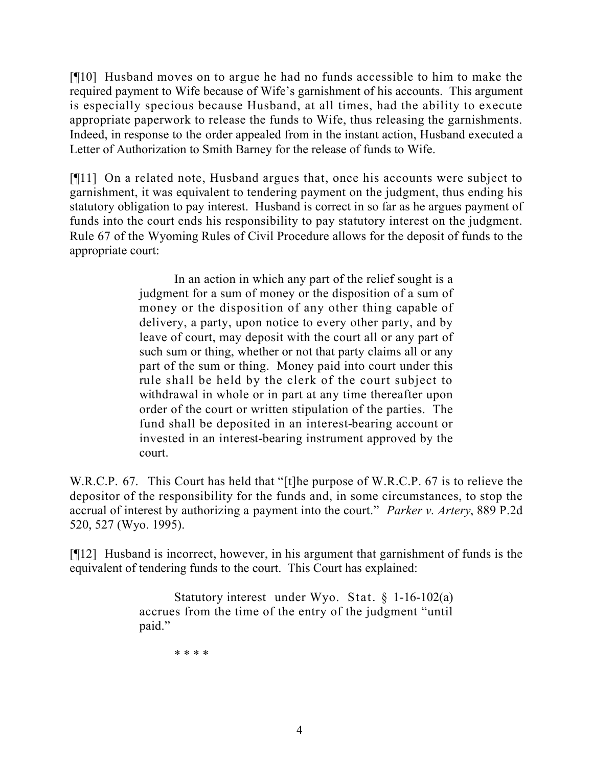[¶10] Husband moves on to argue he had no funds accessible to him to make the required payment to Wife because of Wife's garnishment of his accounts. This argument is especially specious because Husband, at all times, had the ability to execute appropriate paperwork to release the funds to Wife, thus releasing the garnishments. Indeed, in response to the order appealed from in the instant action, Husband executed a Letter of Authorization to Smith Barney for the release of funds to Wife.

[¶11] On a related note, Husband argues that, once his accounts were subject to garnishment, it was equivalent to tendering payment on the judgment, thus ending his statutory obligation to pay interest. Husband is correct in so far as he argues payment of funds into the court ends his responsibility to pay statutory interest on the judgment. Rule 67 of the Wyoming Rules of Civil Procedure allows for the deposit of funds to the appropriate court:

> In an action in which any part of the relief sought is a judgment for a sum of money or the disposition of a sum of money or the disposition of any other thing capable of delivery, a party, upon notice to every other party, and by leave of court, may deposit with the court all or any part of such sum or thing, whether or not that party claims all or any part of the sum or thing. Money paid into court under this rule shall be held by the clerk of the court subject to withdrawal in whole or in part at any time thereafter upon order of the court or written stipulation of the parties. The fund shall be deposited in an interest-bearing account or invested in an interest-bearing instrument approved by the court.

W.R.C.P. 67. This Court has held that "[t]he purpose of W.R.C.P. 67 is to relieve the depositor of the responsibility for the funds and, in some circumstances, to stop the accrual of interest by authorizing a payment into the court." *Parker v. Artery*, 889 P.2d 520, 527 (Wyo. 1995).

[¶12] Husband is incorrect, however, in his argument that garnishment of funds is the equivalent of tendering funds to the court. This Court has explained:

> Statutory interest under Wyo. Stat. § 1-16-102(a) accrues from the time of the entry of the judgment "until paid."
>
> * * * *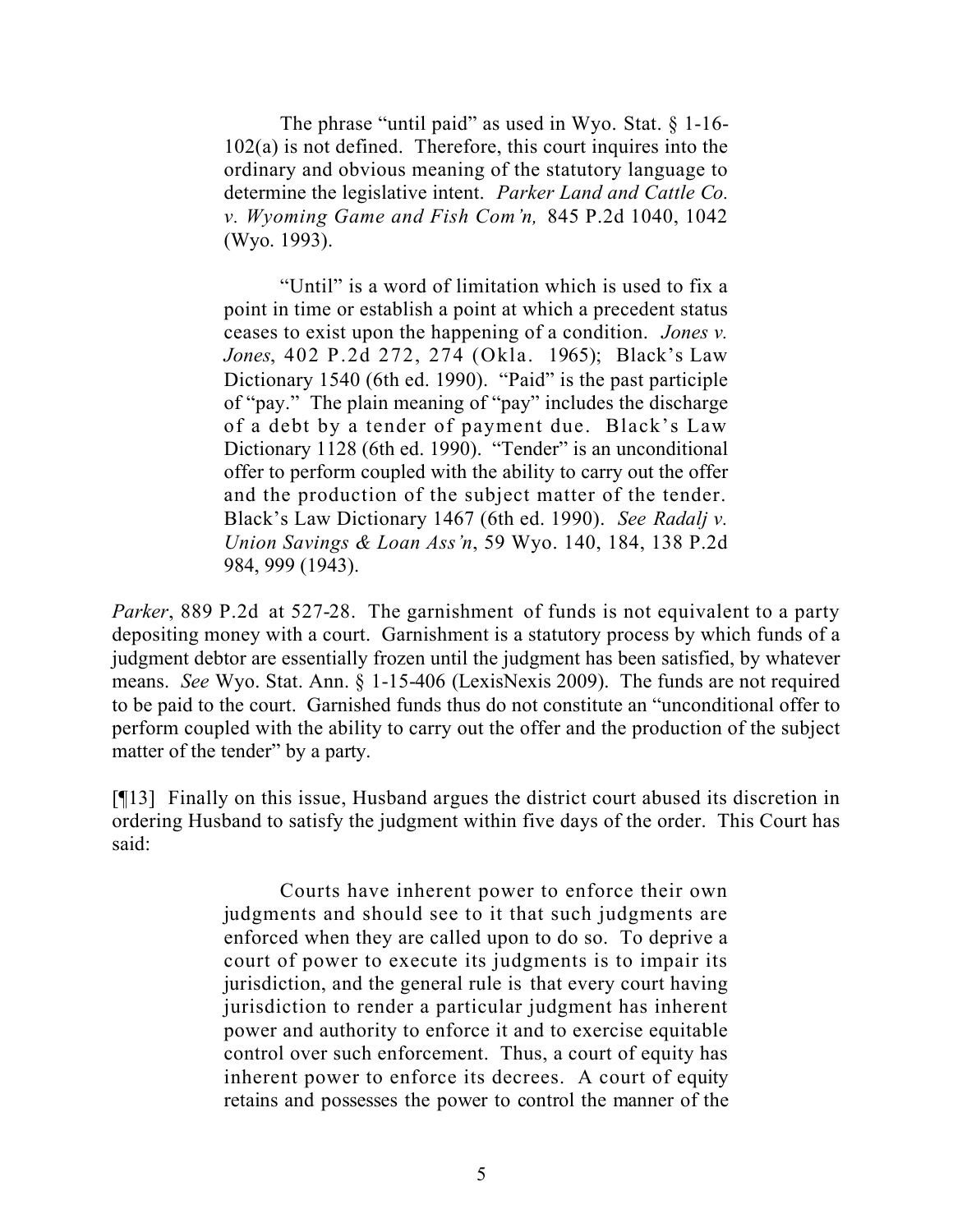> The phrase "until paid" as used in Wyo. Stat. § 1-16-102(a) is not defined. Therefore, this court inquires into the ordinary and obvious meaning of the statutory language to determine the legislative intent. *Parker Land and Cattle Co. v. Wyoming Game and Fish Com'n,* 845 P.2d 1040, 1042 (Wyo. 1993).
>
> "Until" is a word of limitation which is used to fix a point in time or establish a point at which a precedent status ceases to exist upon the happening of a condition. *Jones v. Jones*, 402 P.2d 272, 274 (Okla. 1965); Black's Law Dictionary 1540 (6th ed. 1990). "Paid" is the past participle of "pay." The plain meaning of "pay" includes the discharge of a debt by a tender of payment due. Black's Law Dictionary 1128 (6th ed. 1990). "Tender" is an unconditional offer to perform coupled with the ability to carry out the offer and the production of the subject matter of the tender. Black's Law Dictionary 1467 (6th ed. 1990). *See Radalj v. Union Savings & Loan Ass'n*, 59 Wyo. 140, 184, 138 P.2d 984, 999 (1943).

*Parker*, 889 P.2d at 527-28. The garnishment of funds is not equivalent to a party depositing money with a court. Garnishment is a statutory process by which funds of a judgment debtor are essentially frozen until the judgment has been satisfied, by whatever means. *See* Wyo. Stat. Ann. § 1-15-406 (LexisNexis 2009). The funds are not required to be paid to the court. Garnished funds thus do not constitute an "unconditional offer to perform coupled with the ability to carry out the offer and the production of the subject matter of the tender" by a party.

[¶13] Finally on this issue, Husband argues the district court abused its discretion in ordering Husband to satisfy the judgment within five days of the order. This Court has said:

> Courts have inherent power to enforce their own judgments and should see to it that such judgments are enforced when they are called upon to do so. To deprive a court of power to execute its judgments is to impair its jurisdiction, and the general rule is that every court having jurisdiction to render a particular judgment has inherent power and authority to enforce it and to exercise equitable control over such enforcement. Thus, a court of equity has inherent power to enforce its decrees. A court of equity retains and possesses the power to control the manner of the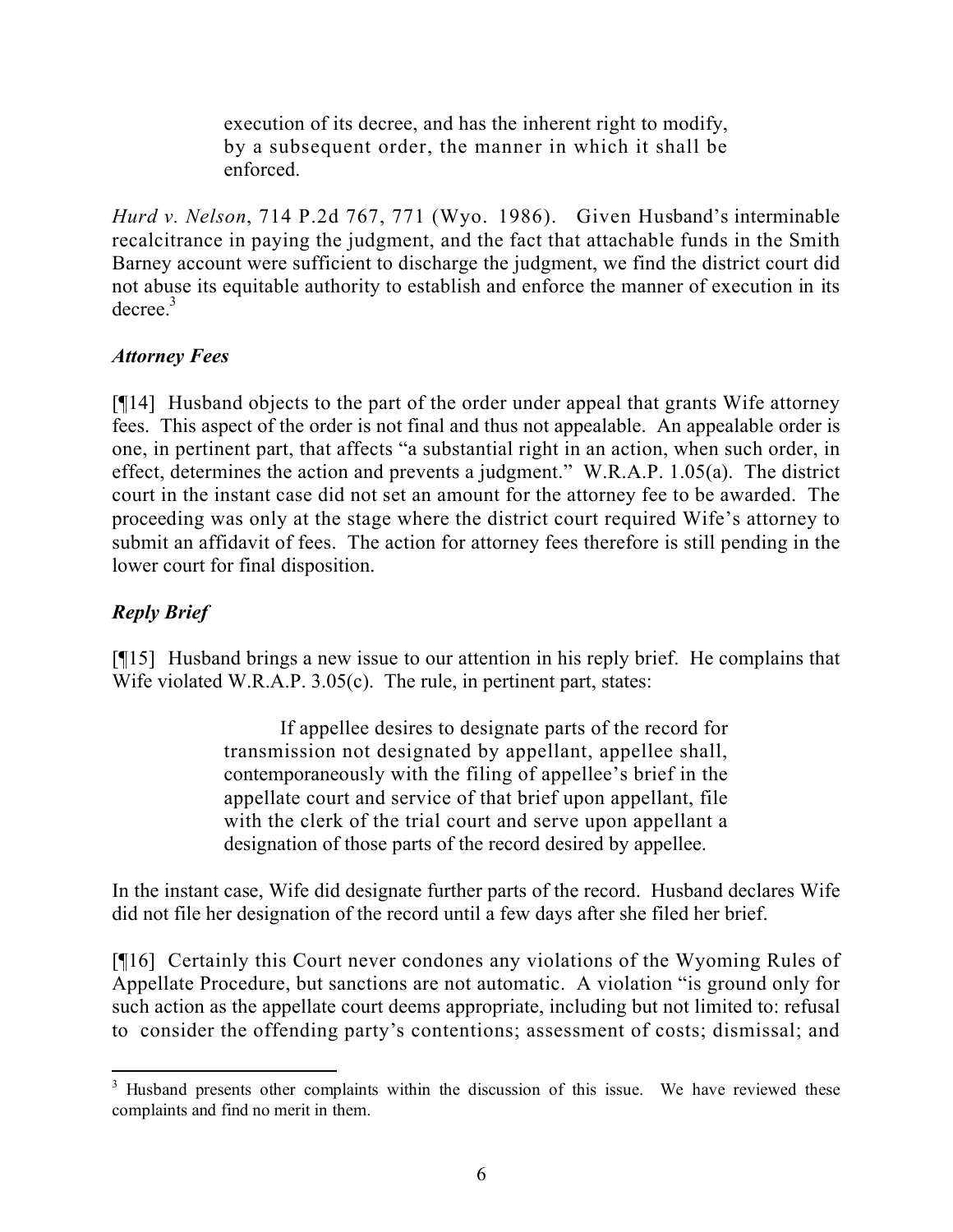> execution of its decree, and has the inherent right to modify, by a subsequent order, the manner in which it shall be enforced.

*Hurd v. Nelson*, 714 P.2d 767, 771 (Wyo. 1986). Given Husband's interminable recalcitrance in paying the judgment, and the fact that attachable funds in the Smith Barney account were sufficient to discharge the judgment, we find the district court did not abuse its equitable authority to establish and enforce the manner of execution in its decree.[3]

### *Attorney Fees*

[¶14] Husband objects to the part of the order under appeal that grants Wife attorney fees. This aspect of the order is not final and thus not appealable. An appealable order is one, in pertinent part, that affects "a substantial right in an action, when such order, in effect, determines the action and prevents a judgment." W.R.A.P. 1.05(a). The district court in the instant case did not set an amount for the attorney fee to be awarded. The proceeding was only at the stage where the district court required Wife's attorney to submit an affidavit of fees. The action for attorney fees therefore is still pending in the lower court for final disposition.

### *Reply Brief*

[¶15] Husband brings a new issue to our attention in his reply brief. He complains that Wife violated W.R.A.P. 3.05(c). The rule, in pertinent part, states:

> If appellee desires to designate parts of the record for transmission not designated by appellant, appellee shall, contemporaneously with the filing of appellee's brief in the appellate court and service of that brief upon appellant, file with the clerk of the trial court and serve upon appellant a designation of those parts of the record desired by appellee.

In the instant case, Wife did designate further parts of the record. Husband declares Wife did not file her designation of the record until a few days after she filed her brief.

[¶16] Certainly this Court never condones any violations of the Wyoming Rules of Appellate Procedure, but sanctions are not automatic. A violation "is ground only for such action as the appellate court deems appropriate, including but not limited to: refusal to consider the offending party's contentions; assessment of costs; dismissal; and

---

[3] Husband presents other complaints within the discussion of this issue. We have reviewed these complaints and find no merit in them.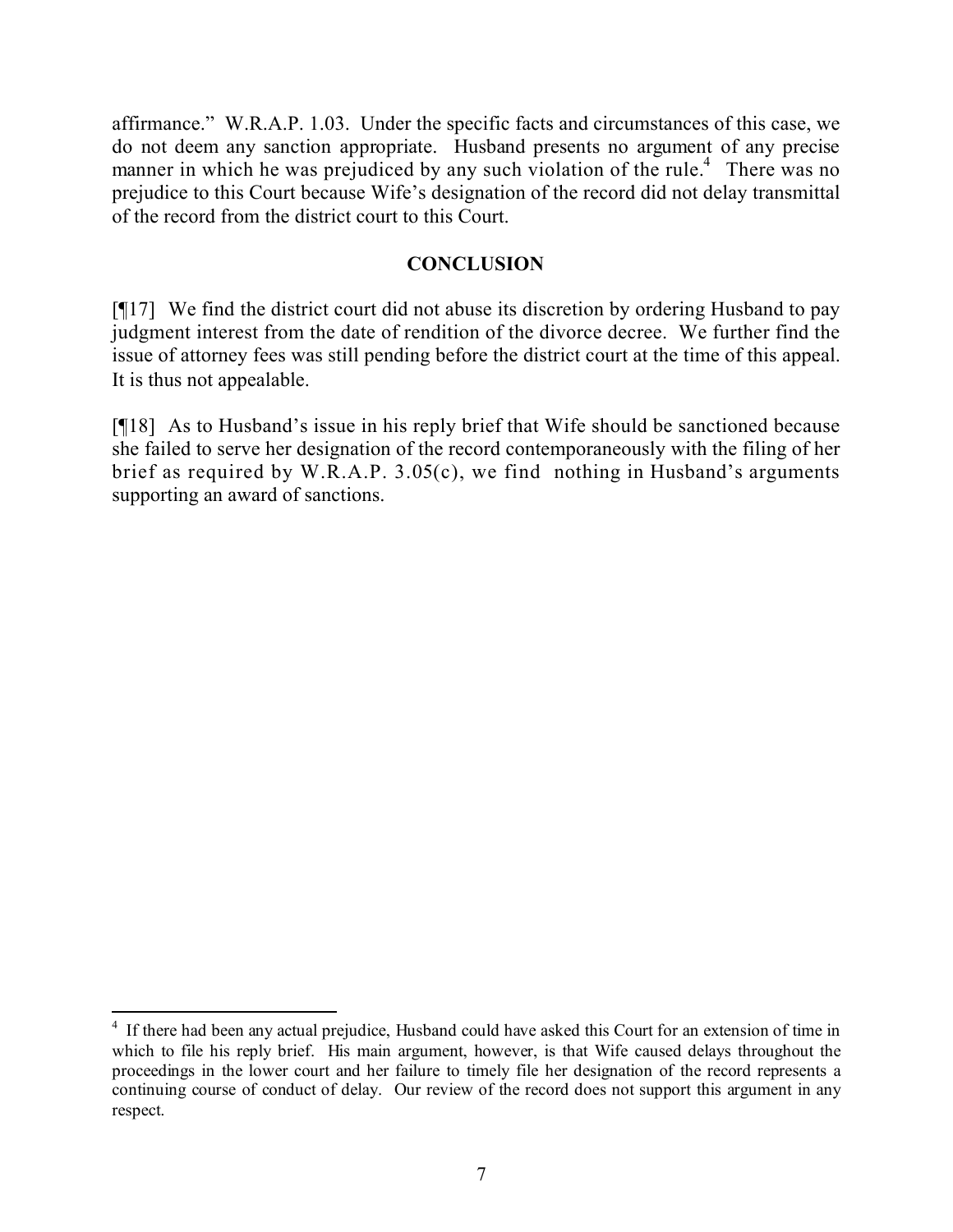affirmance." W.R.A.P. 1.03. Under the specific facts and circumstances of this case, we do not deem any sanction appropriate. Husband presents no argument of any precise manner in which he was prejudiced by any such violation of the rule.[4] There was no prejudice to this Court because Wife's designation of the record did not delay transmittal of the record from the district court to this Court.

## CONCLUSION

[¶17] We find the district court did not abuse its discretion by ordering Husband to pay judgment interest from the date of rendition of the divorce decree. We further find the issue of attorney fees was still pending before the district court at the time of this appeal. It is thus not appealable.

[¶18] As to Husband's issue in his reply brief that Wife should be sanctioned because she failed to serve her designation of the record contemporaneously with the filing of her brief as required by W.R.A.P. 3.05(c), we find nothing in Husband's arguments supporting an award of sanctions.

---

[4] If there had been any actual prejudice, Husband could have asked this Court for an extension of time in which to file his reply brief. His main argument, however, is that Wife caused delays throughout the proceedings in the lower court and her failure to timely file her designation of the record represents a continuing course of conduct of delay. Our review of the record does not support this argument in any respect.